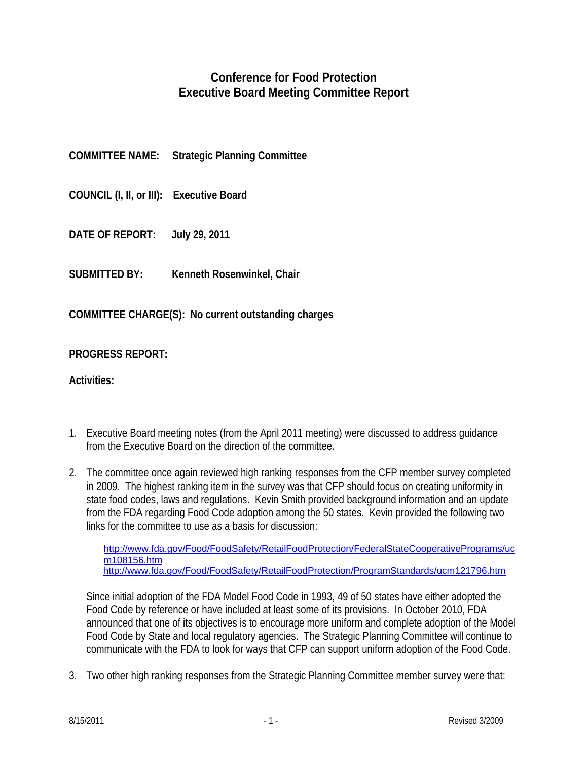# Conference for Food Protection
# Executive Board Meeting Committee Report

**COMMITTEE NAME:** **Strategic Planning Committee**

**COUNCIL (I, II, or III):** **Executive Board**

**DATE OF REPORT:** **July 29, 2011**

**SUBMITTED BY:** **Kenneth Rosenwinkel, Chair**

**COMMITTEE CHARGE(S): No current outstanding charges**

**PROGRESS REPORT:**

**Activities:**

1. Executive Board meeting notes (from the April 2011 meeting) were discussed to address guidance from the Executive Board on the direction of the committee.

2. The committee once again reviewed high ranking responses from the CFP member survey completed in 2009. The highest ranking item in the survey was that CFP should focus on creating uniformity in state food codes, laws and regulations. Kevin Smith provided background information and an update from the FDA regarding Food Code adoption among the 50 states. Kevin provided the following two links for the committee to use as a basis for discussion:

   http://www.fda.gov/Food/FoodSafety/RetailFoodProtection/FederalStateCooperativePrograms/ucm108156.htm
   http://www.fda.gov/Food/FoodSafety/RetailFoodProtection/ProgramStandards/ucm121796.htm

   Since initial adoption of the FDA Model Food Code in 1993, 49 of 50 states have either adopted the Food Code by reference or have included at least some of its provisions. In October 2010, FDA announced that one of its objectives is to encourage more uniform and complete adoption of the Model Food Code by State and local regulatory agencies. The Strategic Planning Committee will continue to communicate with the FDA to look for ways that CFP can support uniform adoption of the Food Code.

3. Two other high ranking responses from the Strategic Planning Committee member survey were that: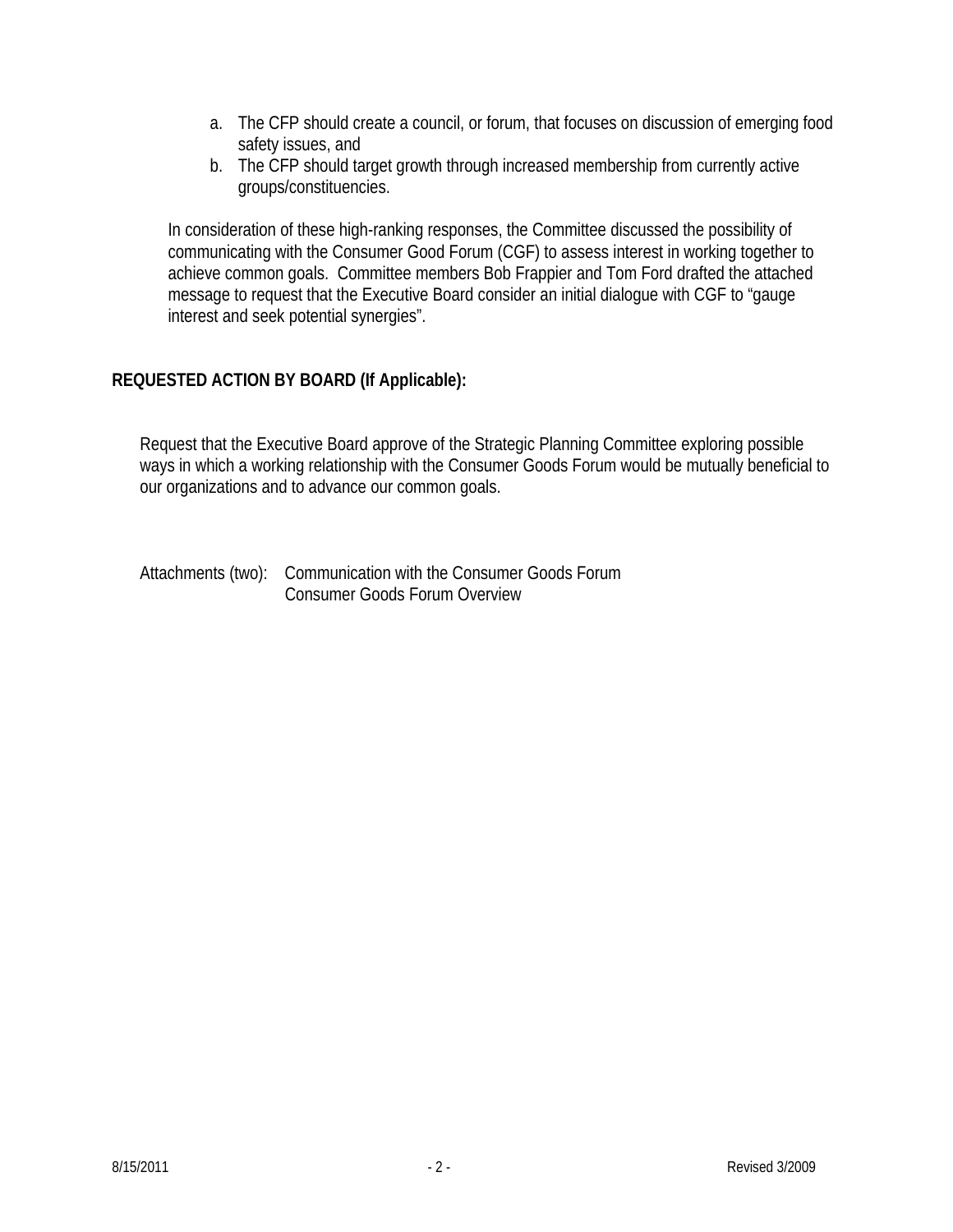a. The CFP should create a council, or forum, that focuses on discussion of emerging food safety issues, and
b. The CFP should target growth through increased membership from currently active groups/constituencies.

In consideration of these high-ranking responses, the Committee discussed the possibility of communicating with the Consumer Good Forum (CGF) to assess interest in working together to achieve common goals. Committee members Bob Frappier and Tom Ford drafted the attached message to request that the Executive Board consider an initial dialogue with CGF to "gauge interest and seek potential synergies".

**REQUESTED ACTION BY BOARD (If Applicable):**

Request that the Executive Board approve of the Strategic Planning Committee exploring possible ways in which a working relationship with the Consumer Goods Forum would be mutually beneficial to our organizations and to advance our common goals.

Attachments (two): Communication with the Consumer Goods Forum
Consumer Goods Forum Overview